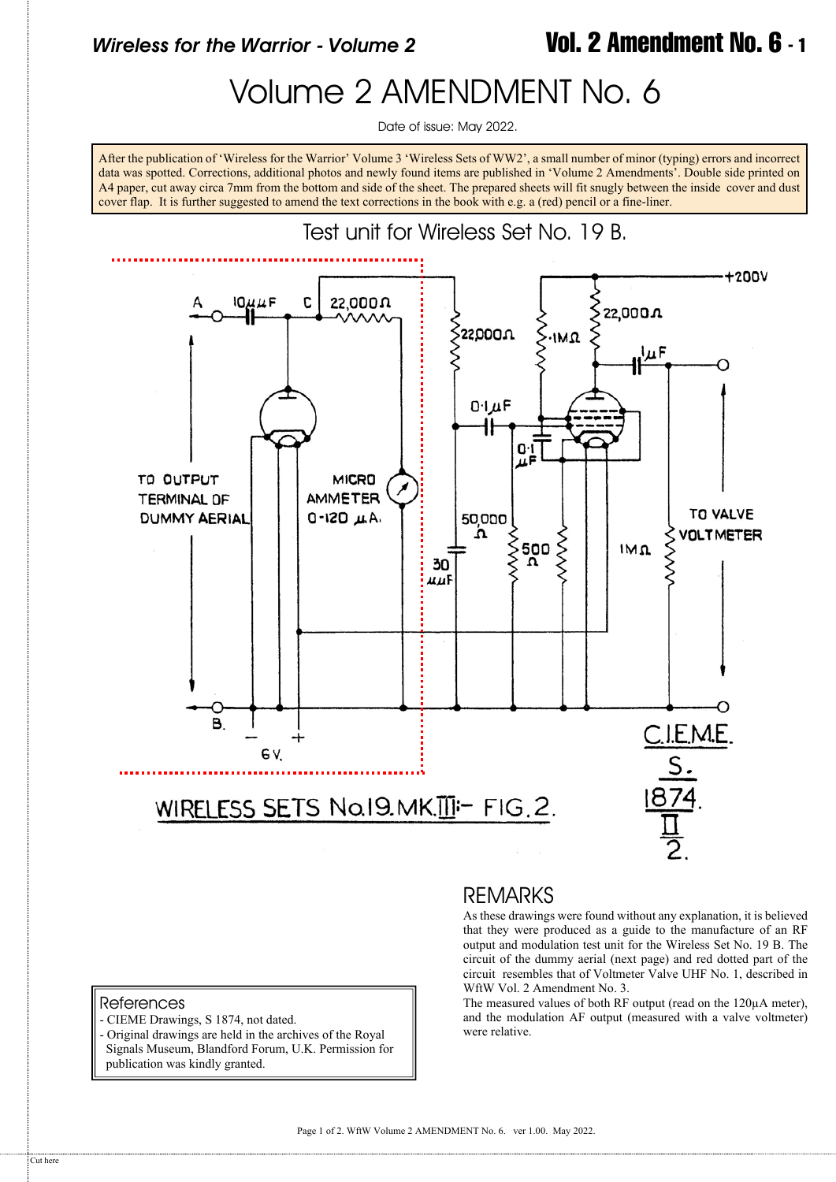# Volume 2 AMENDMENT No. 6

Date of issue: May 2022.

After the publication of 'Wireless for the Warrior' Volume 3 'Wireless Sets of WW2', a small number of minor (typing) errors and incorrect data was spotted. Corrections, additional photos and newly found items are published in 'Volume 2 Amendments'. Double side printed on A4 paper, cut away circa 7mm from the bottom and side of the sheet. The prepared sheets will fit snugly between the inside cover and dust cover flap. It is further suggested to amend the text corrections in the book with e.g. a (red) pencil or a fine-liner.

## Test unit for Wireless Set No. 19 B.

A 10µµF C 22,000Ω

22,000Ω ·1MΩ 22,000Ω +200V

1µF

0·1µF

0·1 µF

TO OUTPUT TERMINAL OF DUMMY AERIAL

MICRO AMMETER 0-120 µA.

50,000 Ω

30 µµF

500 Ω

1MΩ

TO VALVE VOLTMETER

B.

– + 6 V.

WIRELESS SETS No.19. MK.III:- FIG. 2.

C.I.E.M.E. S. 1874. II 2.

## REMARKS

As these drawings were found without any explanation, it is believed that they were produced as a guide to the manufacture of an RF output and modulation test unit for the Wireless Set No. 19 B. The circuit of the dummy aerial (next page) and red dotted part of the circuit resembles that of Voltmeter Valve UHF No. 1, described in WftW Vol. 2 Amendment No. 3.

The measured values of both RF output (read on the 120µA meter), and the modulation AF output (measured with a valve voltmeter) were relative.

### References

- CIEME Drawings, S 1874, not dated.
- Original drawings are held in the archives of the Royal Signals Museum, Blandford Forum, U.K. Permission for publication was kindly granted.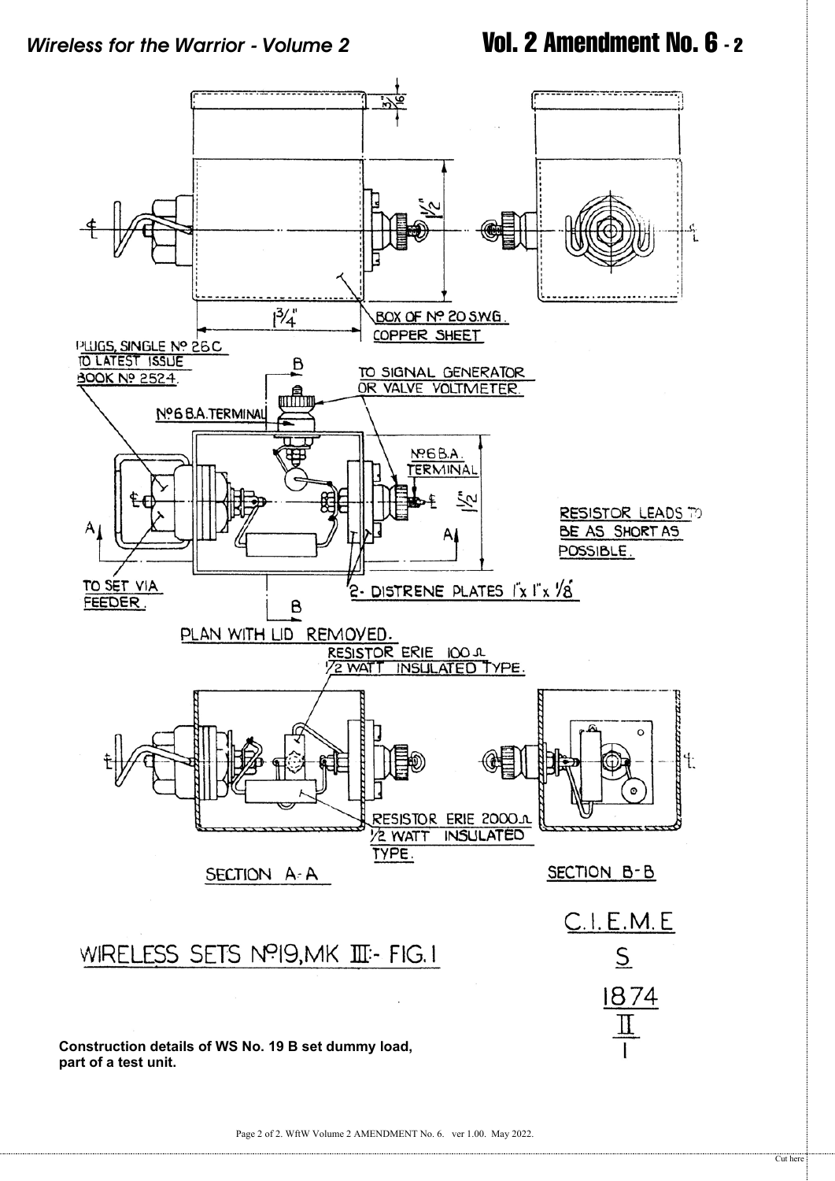BOX OF Nº 20 S.W.G. COPPER SHEET

PLUGS, SINGLE Nº 26C TO LATEST ISSUE BOOK Nº 2524.

TO SIGNAL GENERATOR OR VALVE VOLTMETER.

Nº 6 B.A. TERMINAL

Nº 6 B.A. TERMINAL

RESISTOR LEADS TO BE AS SHORT AS POSSIBLE.

TO SET VIA FEEDER.

2- DISTRENE PLATES 1" x 1" x 1/8"

PLAN WITH LID REMOVED.

RESISTOR ERIE 100 Ω 1/2 WATT INSULATED TYPE.

RESISTOR ERIE 2000 Ω 1/2 WATT INSULATED TYPE.

SECTION A-A

SECTION B-B

WIRELESS SETS Nº 19, MK III :- FIG. 1

C.I.E.M.E

S

1874

II

1

**Construction details of WS No. 19 B set dummy load, part of a test unit.**